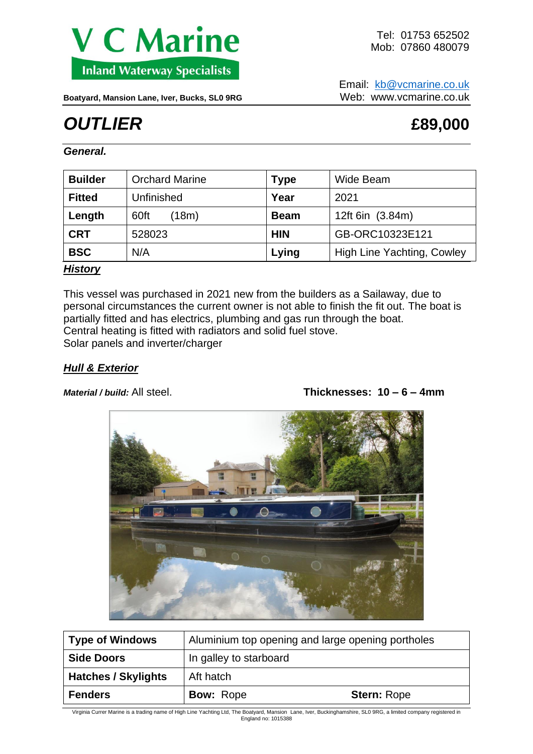# V C Marine

**Inland Waterway Specialists**

Tel: 01753 652502
Mob: 07860 480079

**Boatyard, Mansion Lane, Iver, Bucks, SL0 9RG**

Email: kb@vcmarine.co.uk
Web: www.vcmarine.co.uk

# *OUTLIER* **£89,000**

***General.***

| **Builder** | Orchard Marine | **Type** | Wide Beam |
|---|---|---|---|
| **Fitted** | Unfinished | **Year** | 2021 |
| **Length** | 60ft (18m) | **Beam** | 12ft 6in (3.84m) |
| **CRT** | 528023 | **HIN** | GB-ORC10323E121 |
| **BSC** | N/A | **Lying** | High Line Yachting, Cowley |

## ***History***

This vessel was purchased in 2021 new from the builders as a Sailaway, due to personal circumstances the current owner is not able to finish the fit out. The boat is partially fitted and has electrics, plumbing and gas run through the boat.
Central heating is fitted with radiators and solid fuel stove.
Solar panels and inverter/charger

## ***Hull & Exterior***

***Material / build:*** All steel. **Thicknesses: 10 – 6 – 4mm**

| **Type of Windows** | Aluminium top opening and large opening portholes |
|---|---|
| **Side Doors** | In galley to starboard |
| **Hatches / Skylights** | Aft hatch |
| **Fenders** | **Bow:** Rope **Stern:** Rope |

Virginia Currer Marine is a trading name of High Line Yachting Ltd, The Boatyard, Mansion Lane, Iver, Buckinghamshire, SL0 9RG, a limited company registered in England no: 1015388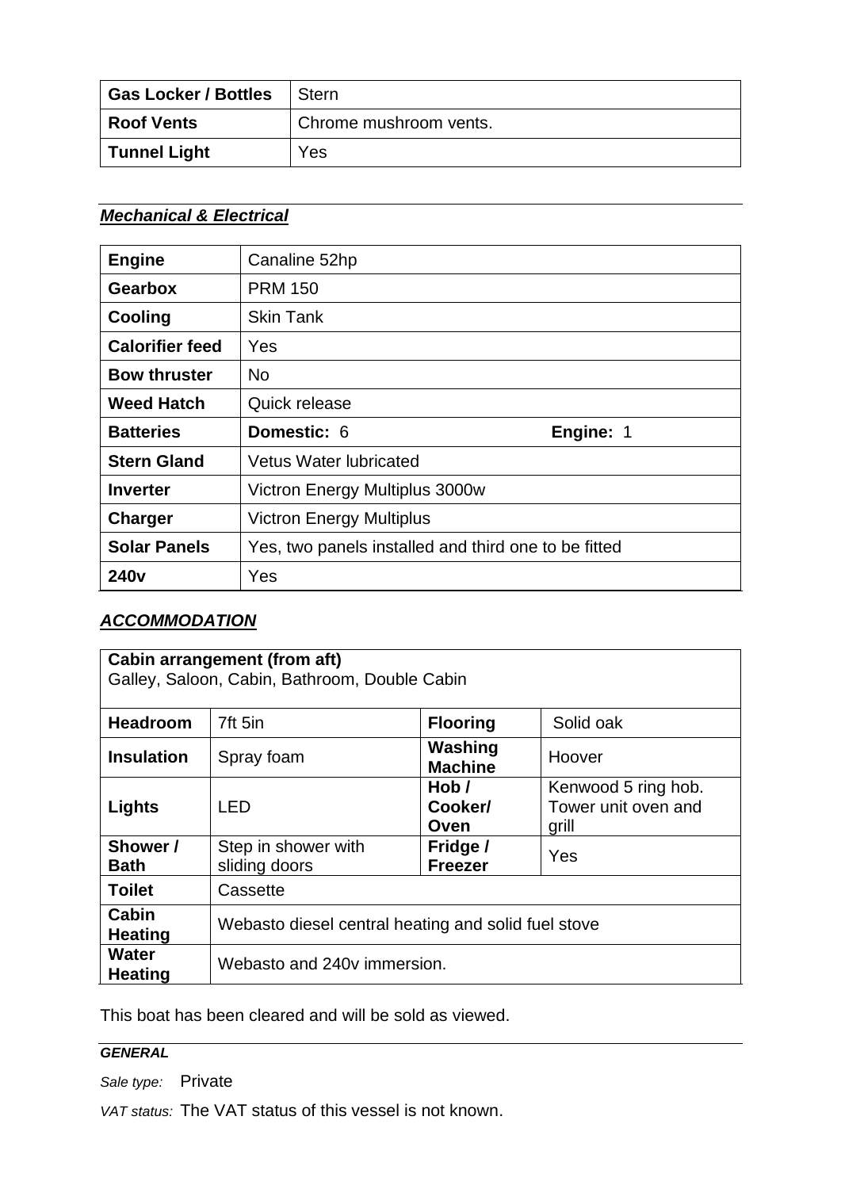| Gas Locker / Bottles | Stern |
|---|---|
| Roof Vents | Chrome mushroom vents. |
| Tunnel Light | Yes |

***Mechanical & Electrical***

| Engine | Canaline 52hp | |
|---|---|---|
| Gearbox | PRM 150 | |
| Cooling | Skin Tank | |
| Calorifier feed | Yes | |
| Bow thruster | No | |
| Weed Hatch | Quick release | |
| Batteries | **Domestic:** 6 | **Engine:** 1 |
| Stern Gland | Vetus Water lubricated | |
| Inverter | Victron Energy Multiplus 3000w | |
| Charger | Victron Energy Multiplus | |
| Solar Panels | Yes, two panels installed and third one to be fitted | |
| 240v | Yes | |

***ACCOMMODATION***

| **Cabin arrangement (from aft)**<br>Galley, Saloon, Cabin, Bathroom, Double Cabin | | | |
|---|---|---|---|
| **Headroom** | 7ft 5in | **Flooring** | Solid oak |
| **Insulation** | Spray foam | **Washing Machine** | Hoover |
| **Lights** | LED | **Hob / Cooker/ Oven** | Kenwood 5 ring hob. Tower unit oven and grill |
| **Shower / Bath** | Step in shower with sliding doors | **Fridge / Freezer** | Yes |
| **Toilet** | Cassette | | |
| **Cabin Heating** | Webasto diesel central heating and solid fuel stove | | |
| **Water Heating** | Webasto and 240v immersion. | | |

This boat has been cleared and will be sold as viewed.

***GENERAL***

*Sale type:* Private

*VAT status:* The VAT status of this vessel is not known.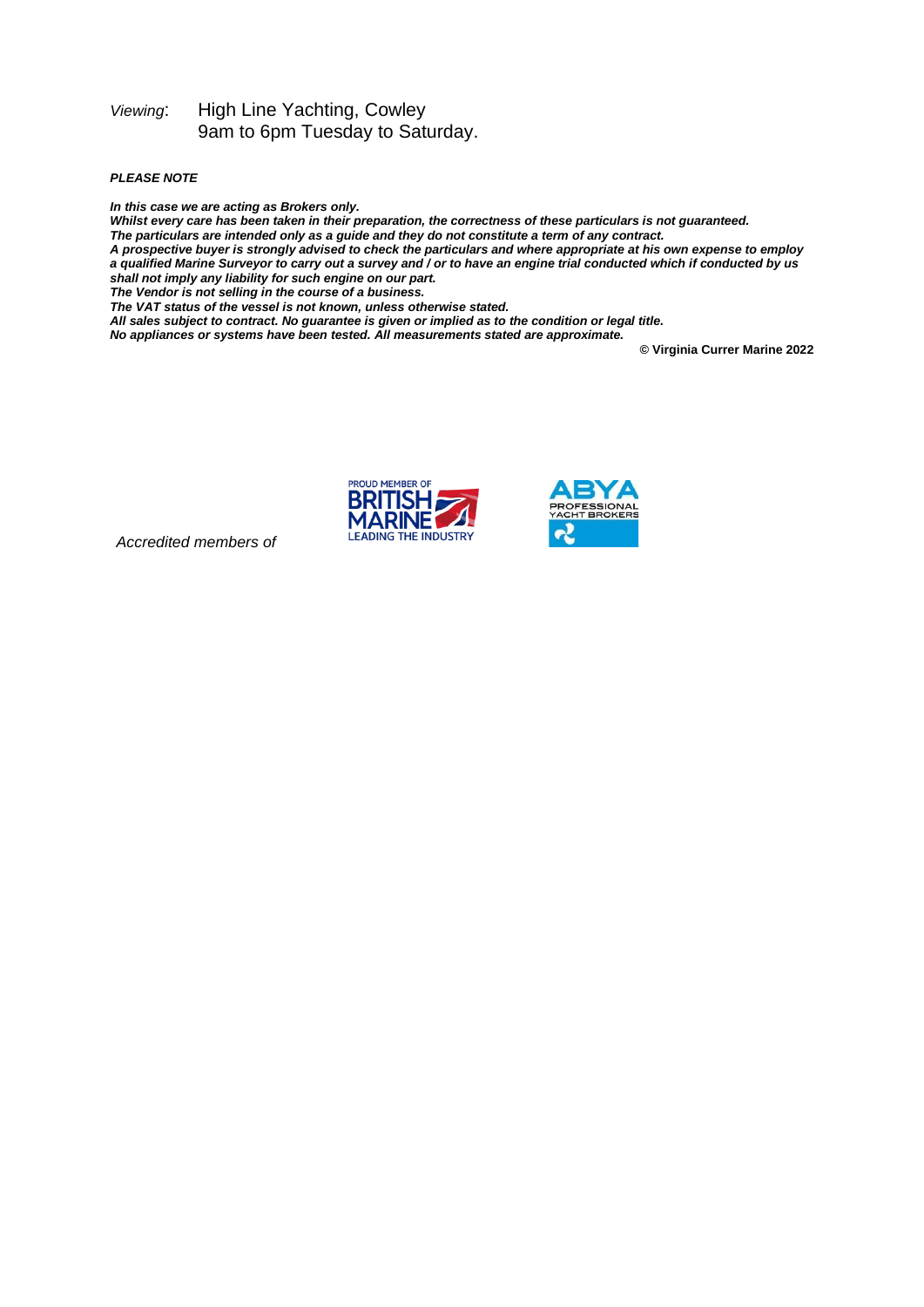*Viewing*: High Line Yachting, Cowley
9am to 6pm Tuesday to Saturday.

***PLEASE NOTE***

***In this case we are acting as Brokers only.***
***Whilst every care has been taken in their preparation, the correctness of these particulars is not guaranteed.***
***The particulars are intended only as a guide and they do not constitute a term of any contract.***
***A prospective buyer is strongly advised to check the particulars and where appropriate at his own expense to employ a qualified Marine Surveyor to carry out a survey and / or to have an engine trial conducted which if conducted by us shall not imply any liability for such engine on our part.***
***The Vendor is not selling in the course of a business.***
***The VAT status of the vessel is not known, unless otherwise stated.***
***All sales subject to contract. No guarantee is given or implied as to the condition or legal title.***
***No appliances or systems have been tested. All measurements stated are approximate.***

**© Virginia Currer Marine 2022**

*Accredited members of*

PROUD MEMBER OF BRITISH MARINE LEADING THE INDUSTRY

ABYA PROFESSIONAL YACHT BROKERS